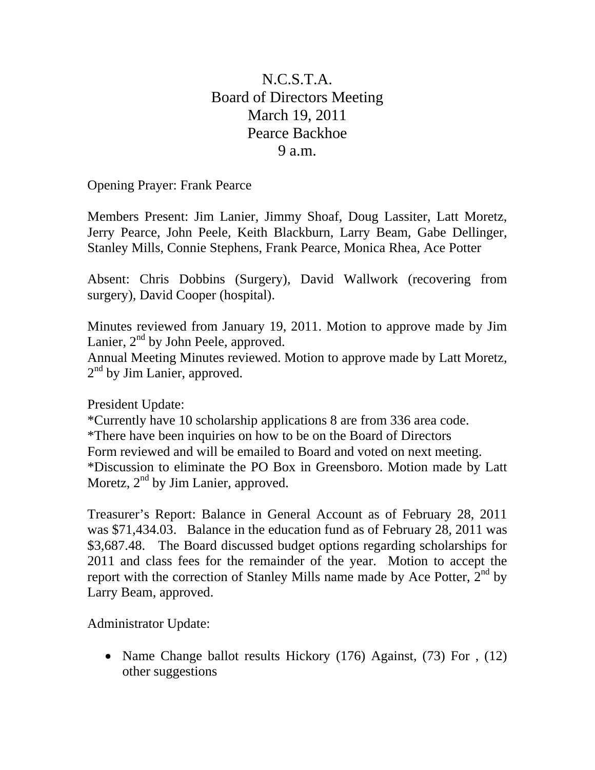# N.C.S.T.A.
## Board of Directors Meeting
## March 19, 2011
## Pearce Backhoe
## 9 a.m.

Opening Prayer: Frank Pearce

Members Present: Jim Lanier, Jimmy Shoaf, Doug Lassiter, Latt Moretz, Jerry Pearce, John Peele, Keith Blackburn, Larry Beam, Gabe Dellinger, Stanley Mills, Connie Stephens, Frank Pearce, Monica Rhea, Ace Potter

Absent: Chris Dobbins (Surgery), David Wallwork (recovering from surgery), David Cooper (hospital).

Minutes reviewed from January 19, 2011. Motion to approve made by Jim Lanier, 2nd by John Peele, approved.
Annual Meeting Minutes reviewed. Motion to approve made by Latt Moretz, 2nd by Jim Lanier, approved.

President Update:
*Currently have 10 scholarship applications 8 are from 336 area code.
*There have been inquiries on how to be on the Board of Directors
Form reviewed and will be emailed to Board and voted on next meeting.
*Discussion to eliminate the PO Box in Greensboro. Motion made by Latt Moretz, 2nd by Jim Lanier, approved.

Treasurer's Report: Balance in General Account as of February 28, 2011 was $71,434.03. Balance in the education fund as of February 28, 2011 was $3,687.48. The Board discussed budget options regarding scholarships for 2011 and class fees for the remainder of the year. Motion to accept the report with the correction of Stanley Mills name made by Ace Potter, 2nd by Larry Beam, approved.

Administrator Update:

- Name Change ballot results Hickory (176) Against, (73) For , (12) other suggestions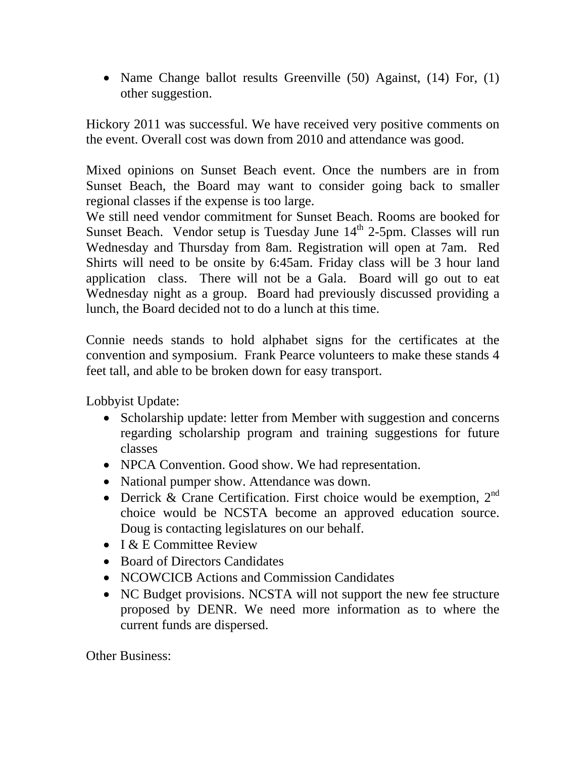- Name Change ballot results Greenville (50) Against, (14) For, (1) other suggestion.

Hickory 2011 was successful. We have received very positive comments on the event. Overall cost was down from 2010 and attendance was good.

Mixed opinions on Sunset Beach event. Once the numbers are in from Sunset Beach, the Board may want to consider going back to smaller regional classes if the expense is too large.
We still need vendor commitment for Sunset Beach. Rooms are booked for Sunset Beach. Vendor setup is Tuesday June 14th 2-5pm. Classes will run Wednesday and Thursday from 8am. Registration will open at 7am. Red Shirts will need to be onsite by 6:45am. Friday class will be 3 hour land application class. There will not be a Gala. Board will go out to eat Wednesday night as a group. Board had previously discussed providing a lunch, the Board decided not to do a lunch at this time.

Connie needs stands to hold alphabet signs for the certificates at the convention and symposium. Frank Pearce volunteers to make these stands 4 feet tall, and able to be broken down for easy transport.

Lobbyist Update:

- Scholarship update: letter from Member with suggestion and concerns regarding scholarship program and training suggestions for future classes
- NPCA Convention. Good show. We had representation.
- National pumper show. Attendance was down.
- Derrick & Crane Certification. First choice would be exemption, 2nd choice would be NCSTA become an approved education source. Doug is contacting legislatures on our behalf.
- I & E Committee Review
- Board of Directors Candidates
- NCOWCICB Actions and Commission Candidates
- NC Budget provisions. NCSTA will not support the new fee structure proposed by DENR. We need more information as to where the current funds are dispersed.

Other Business: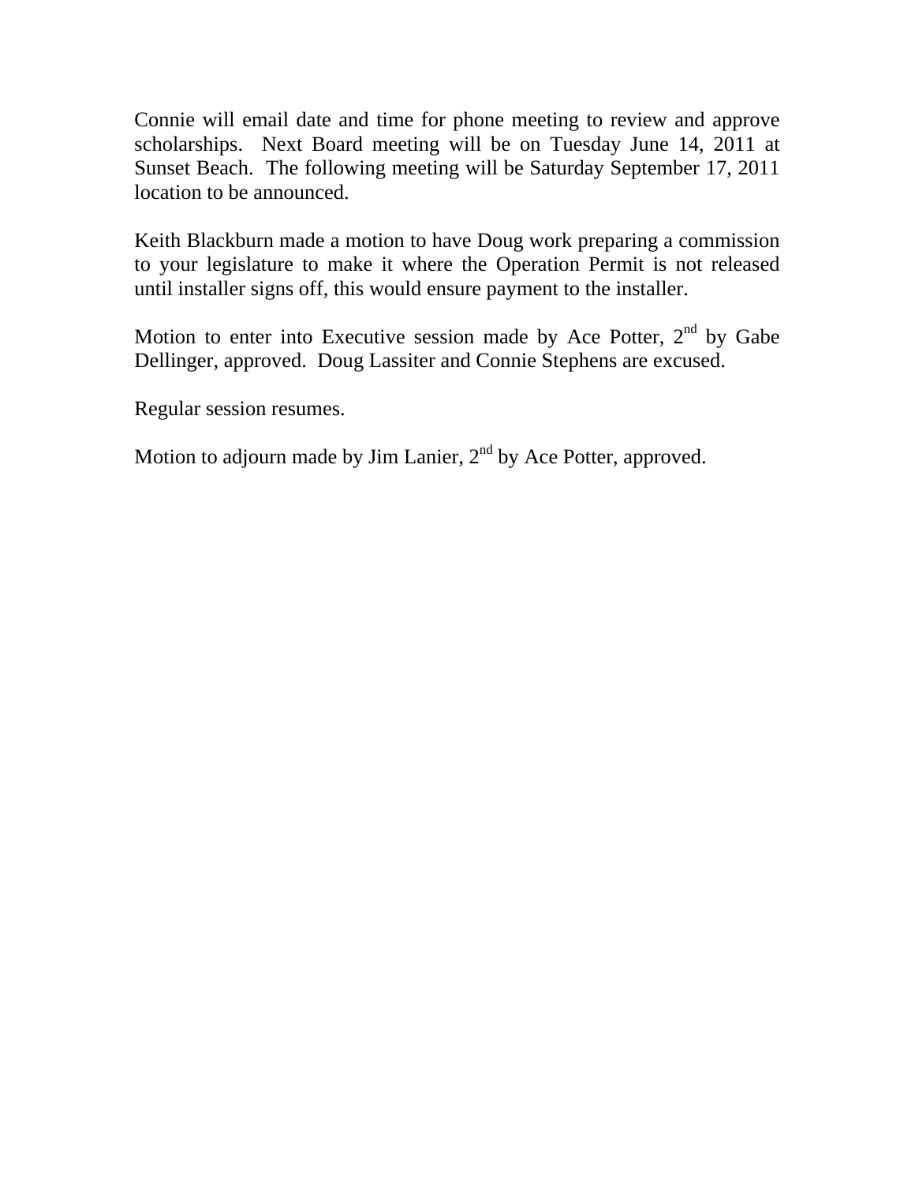Connie will email date and time for phone meeting to review and approve scholarships. Next Board meeting will be on Tuesday June 14, 2011 at Sunset Beach. The following meeting will be Saturday September 17, 2011 location to be announced.

Keith Blackburn made a motion to have Doug work preparing a commission to your legislature to make it where the Operation Permit is not released until installer signs off, this would ensure payment to the installer.

Motion to enter into Executive session made by Ace Potter, 2nd by Gabe Dellinger, approved. Doug Lassiter and Connie Stephens are excused.

Regular session resumes.

Motion to adjourn made by Jim Lanier, 2nd by Ace Potter, approved.